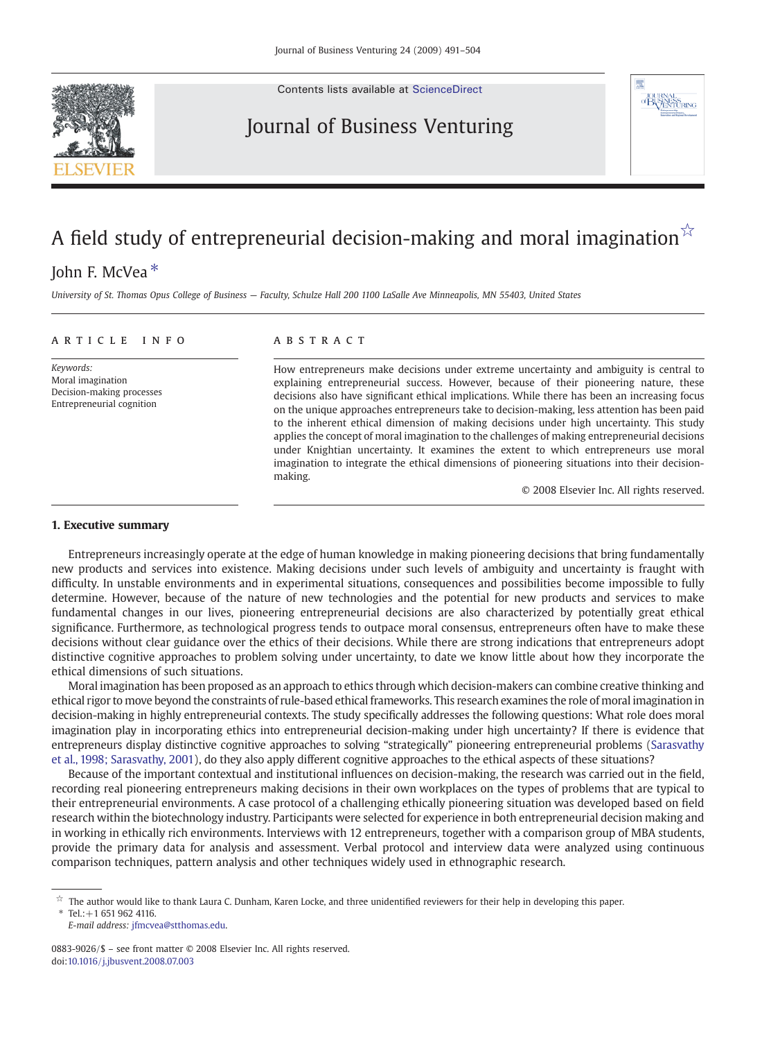# A field study of entrepreneurial decision-making and moral imagination ☆

John F. McVea *

*University of St. Thomas Opus College of Business — Faculty, Schulze Hall 200 1100 LaSalle Ave Minneapolis, MN 55403, United States*

## ARTICLE INFO

*Keywords:*
Moral imagination
Decision-making processes
Entrepreneurial cognition

## ABSTRACT

How entrepreneurs make decisions under extreme uncertainty and ambiguity is central to explaining entrepreneurial success. However, because of their pioneering nature, these decisions also have significant ethical implications. While there has been an increasing focus on the unique approaches entrepreneurs take to decision-making, less attention has been paid to the inherent ethical dimension of making decisions under high uncertainty. This study applies the concept of moral imagination to the challenges of making entrepreneurial decisions under Knightian uncertainty. It examines the extent to which entrepreneurs use moral imagination to integrate the ethical dimensions of pioneering situations into their decision-making.

© 2008 Elsevier Inc. All rights reserved.

## 1. Executive summary

Entrepreneurs increasingly operate at the edge of human knowledge in making pioneering decisions that bring fundamentally new products and services into existence. Making decisions under such levels of ambiguity and uncertainty is fraught with difficulty. In unstable environments and in experimental situations, consequences and possibilities become impossible to fully determine. However, because of the nature of new technologies and the potential for new products and services to make fundamental changes in our lives, pioneering entrepreneurial decisions are also characterized by potentially great ethical significance. Furthermore, as technological progress tends to outpace moral consensus, entrepreneurs often have to make these decisions without clear guidance over the ethics of their decisions. While there are strong indications that entrepreneurs adopt distinctive cognitive approaches to problem solving under uncertainty, to date we know little about how they incorporate the ethical dimensions of such situations.

Moral imagination has been proposed as an approach to ethics through which decision-makers can combine creative thinking and ethical rigor to move beyond the constraints of rule-based ethical frameworks. This research examines the role of moral imagination in decision-making in highly entrepreneurial contexts. The study specifically addresses the following questions: What role does moral imagination play in incorporating ethics into entrepreneurial decision-making under high uncertainty? If there is evidence that entrepreneurs display distinctive cognitive approaches to solving "strategically" pioneering entrepreneurial problems (Sarasvathy et al., 1998; Sarasvathy, 2001), do they also apply different cognitive approaches to the ethical aspects of these situations?

Because of the important contextual and institutional influences on decision-making, the research was carried out in the field, recording real pioneering entrepreneurs making decisions in their own workplaces on the types of problems that are typical to their entrepreneurial environments. A case protocol of a challenging ethically pioneering situation was developed based on field research within the biotechnology industry. Participants were selected for experience in both entrepreneurial decision making and in working in ethically rich environments. Interviews with 12 entrepreneurs, together with a comparison group of MBA students, provide the primary data for analysis and assessment. Verbal protocol and interview data were analyzed using continuous comparison techniques, pattern analysis and other techniques widely used in ethnographic research.

---

☆ The author would like to thank Laura C. Dunham, Karen Locke, and three unidentified reviewers for their help in developing this paper.

\* Tel.: +1 651 962 4116.
*E-mail address:* jfmcvea@stthomas.edu.

0883-9026/$ – see front matter © 2008 Elsevier Inc. All rights reserved.
doi:10.1016/j.jbusvent.2008.07.003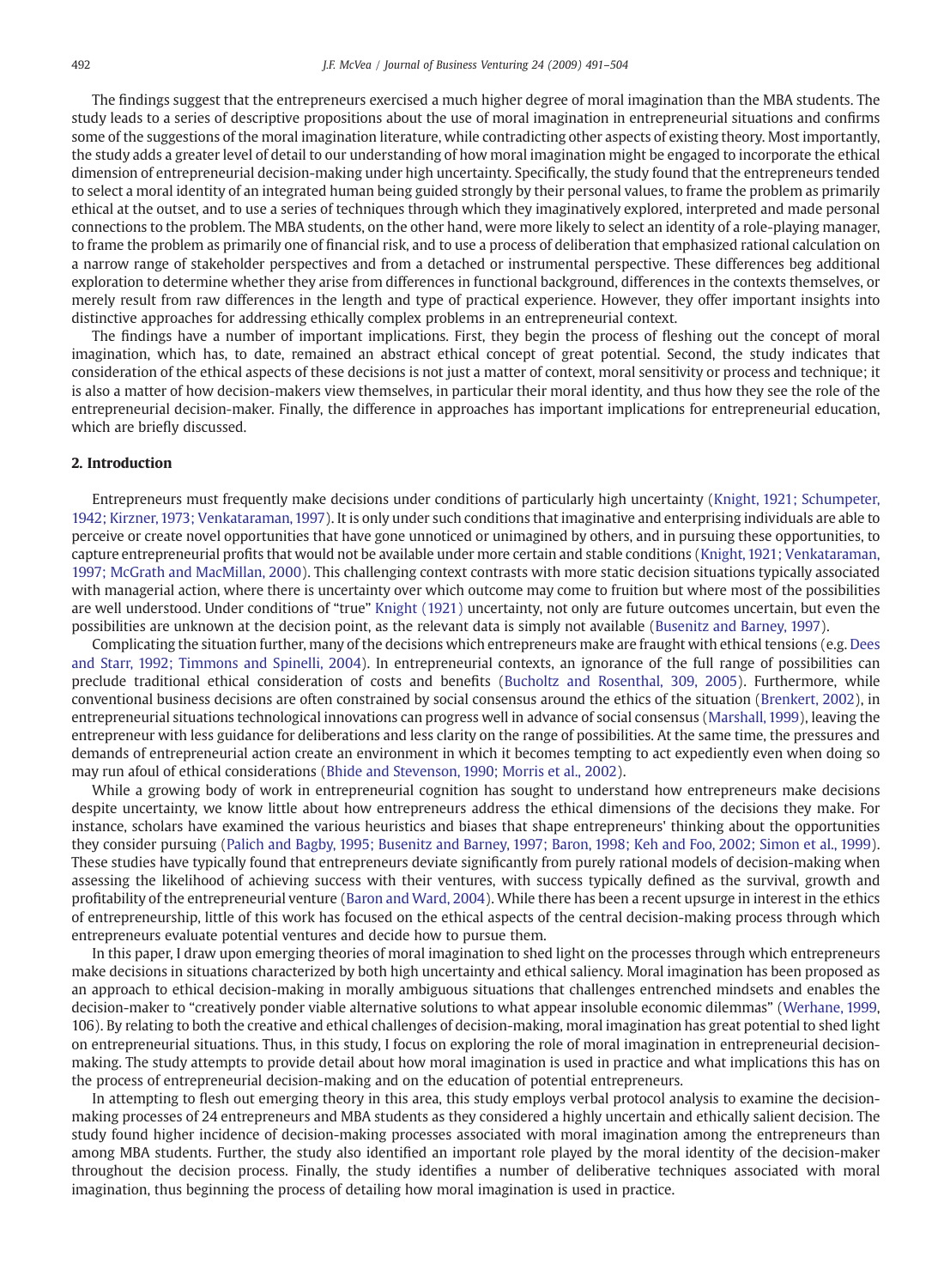The findings suggest that the entrepreneurs exercised a much higher degree of moral imagination than the MBA students. The study leads to a series of descriptive propositions about the use of moral imagination in entrepreneurial situations and confirms some of the suggestions of the moral imagination literature, while contradicting other aspects of existing theory. Most importantly, the study adds a greater level of detail to our understanding of how moral imagination might be engaged to incorporate the ethical dimension of entrepreneurial decision-making under high uncertainty. Specifically, the study found that the entrepreneurs tended to select a moral identity of an integrated human being guided strongly by their personal values, to frame the problem as primarily ethical at the outset, and to use a series of techniques through which they imaginatively explored, interpreted and made personal connections to the problem. The MBA students, on the other hand, were more likely to select an identity of a role-playing manager, to frame the problem as primarily one of financial risk, and to use a process of deliberation that emphasized rational calculation on a narrow range of stakeholder perspectives and from a detached or instrumental perspective. These differences beg additional exploration to determine whether they arise from differences in functional background, differences in the contexts themselves, or merely result from raw differences in the length and type of practical experience. However, they offer important insights into distinctive approaches for addressing ethically complex problems in an entrepreneurial context.

The findings have a number of important implications. First, they begin the process of fleshing out the concept of moral imagination, which has, to date, remained an abstract ethical concept of great potential. Second, the study indicates that consideration of the ethical aspects of these decisions is not just a matter of context, moral sensitivity or process and technique; it is also a matter of how decision-makers view themselves, in particular their moral identity, and thus how they see the role of the entrepreneurial decision-maker. Finally, the difference in approaches has important implications for entrepreneurial education, which are briefly discussed.

## 2. Introduction

Entrepreneurs must frequently make decisions under conditions of particularly high uncertainty (Knight, 1921; Schumpeter, 1942; Kirzner, 1973; Venkataraman, 1997). It is only under such conditions that imaginative and enterprising individuals are able to perceive or create novel opportunities that have gone unnoticed or unimagined by others, and in pursuing these opportunities, to capture entrepreneurial profits that would not be available under more certain and stable conditions (Knight, 1921; Venkataraman, 1997; McGrath and MacMillan, 2000). This challenging context contrasts with more static decision situations typically associated with managerial action, where there is uncertainty over which outcome may come to fruition but where most of the possibilities are well understood. Under conditions of "true" Knight (1921) uncertainty, not only are future outcomes uncertain, but even the possibilities are unknown at the decision point, as the relevant data is simply not available (Busenitz and Barney, 1997).

Complicating the situation further, many of the decisions which entrepreneurs make are fraught with ethical tensions (e.g. Dees and Starr, 1992; Timmons and Spinelli, 2004). In entrepreneurial contexts, an ignorance of the full range of possibilities can preclude traditional ethical consideration of costs and benefits (Bucholtz and Rosenthal, 309, 2005). Furthermore, while conventional business decisions are often constrained by social consensus around the ethics of the situation (Brenkert, 2002), in entrepreneurial situations technological innovations can progress well in advance of social consensus (Marshall, 1999), leaving the entrepreneur with less guidance for deliberations and less clarity on the range of possibilities. At the same time, the pressures and demands of entrepreneurial action create an environment in which it becomes tempting to act expediently even when doing so may run afoul of ethical considerations (Bhide and Stevenson, 1990; Morris et al., 2002).

While a growing body of work in entrepreneurial cognition has sought to understand how entrepreneurs make decisions despite uncertainty, we know little about how entrepreneurs address the ethical dimensions of the decisions they make. For instance, scholars have examined the various heuristics and biases that shape entrepreneurs' thinking about the opportunities they consider pursuing (Palich and Bagby, 1995; Busenitz and Barney, 1997; Baron, 1998; Keh and Foo, 2002; Simon et al., 1999). These studies have typically found that entrepreneurs deviate significantly from purely rational models of decision-making when assessing the likelihood of achieving success with their ventures, with success typically defined as the survival, growth and profitability of the entrepreneurial venture (Baron and Ward, 2004). While there has been a recent upsurge in interest in the ethics of entrepreneurship, little of this work has focused on the ethical aspects of the central decision-making process through which entrepreneurs evaluate potential ventures and decide how to pursue them.

In this paper, I draw upon emerging theories of moral imagination to shed light on the processes through which entrepreneurs make decisions in situations characterized by both high uncertainty and ethical saliency. Moral imagination has been proposed as an approach to ethical decision-making in morally ambiguous situations that challenges entrenched mindsets and enables the decision-maker to "creatively ponder viable alternative solutions to what appear insoluble economic dilemmas" (Werhane, 1999, 106). By relating to both the creative and ethical challenges of decision-making, moral imagination has great potential to shed light on entrepreneurial situations. Thus, in this study, I focus on exploring the role of moral imagination in entrepreneurial decision-making. The study attempts to provide detail about how moral imagination is used in practice and what implications this has on the process of entrepreneurial decision-making and on the education of potential entrepreneurs.

In attempting to flesh out emerging theory in this area, this study employs verbal protocol analysis to examine the decision-making processes of 24 entrepreneurs and MBA students as they considered a highly uncertain and ethically salient decision. The study found higher incidence of decision-making processes associated with moral imagination among the entrepreneurs than among MBA students. Further, the study also identified an important role played by the moral identity of the decision-maker throughout the decision process. Finally, the study identifies a number of deliberative techniques associated with moral imagination, thus beginning the process of detailing how moral imagination is used in practice.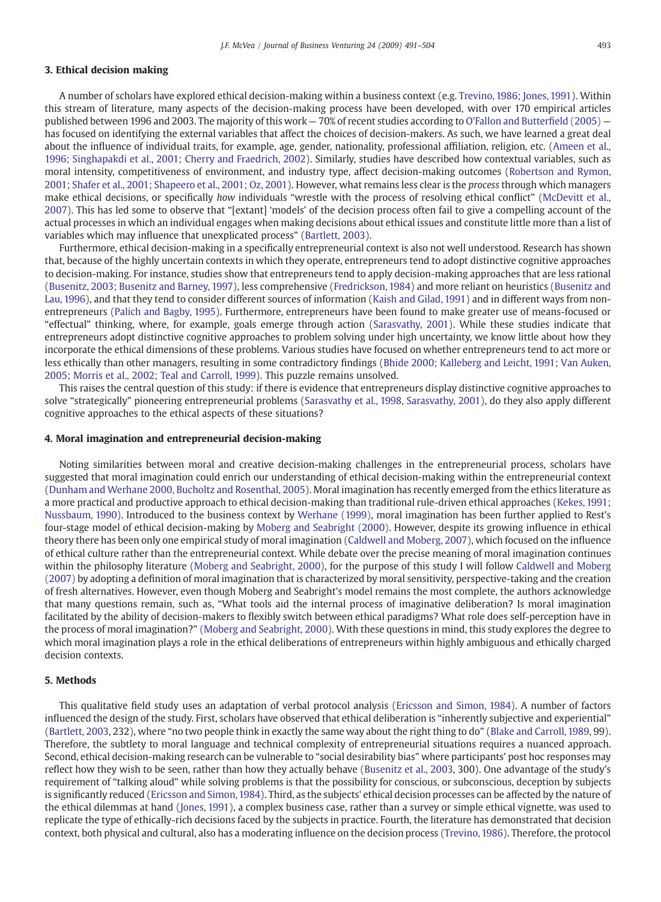## 3. Ethical decision making

A number of scholars have explored ethical decision-making within a business context (e.g. Trevino, 1986; Jones, 1991). Within this stream of literature, many aspects of the decision-making process have been developed, with over 170 empirical articles published between 1996 and 2003. The majority of this work — 70% of recent studies according to O'Fallon and Butterfield (2005) — has focused on identifying the external variables that affect the choices of decision-makers. As such, we have learned a great deal about the influence of individual traits, for example, age, gender, nationality, professional affiliation, religion, etc. (Ameen et al., 1996; Singhapakdi et al., 2001; Cherry and Fraedrich, 2002). Similarly, studies have described how contextual variables, such as moral intensity, competitiveness of environment, and industry type, affect decision-making outcomes (Robertson and Rymon, 2001; Shafer et al., 2001; Shapeero et al., 2001; Oz, 2001). However, what remains less clear is the *process* through which managers make ethical decisions, or specifically *how* individuals "wrestle with the process of resolving ethical conflict" (McDevitt et al., 2007). This has led some to observe that "[extant] 'models' of the decision process often fail to give a compelling account of the actual processes in which an individual engages when making decisions about ethical issues and constitute little more than a list of variables which may influence that unexplicated process" (Bartlett, 2003).

Furthermore, ethical decision-making in a specifically entrepreneurial context is also not well understood. Research has shown that, because of the highly uncertain contexts in which they operate, entrepreneurs tend to adopt distinctive cognitive approaches to decision-making. For instance, studies show that entrepreneurs tend to apply decision-making approaches that are less rational (Busenitz, 2003; Busenitz and Barney, 1997), less comprehensive (Fredrickson, 1984) and more reliant on heuristics (Busenitz and Lau, 1996), and that they tend to consider different sources of information (Kaish and Gilad, 1991) and in different ways from non-entrepreneurs (Palich and Bagby, 1995). Furthermore, entrepreneurs have been found to make greater use of means-focused or "effectual" thinking, where, for example, goals emerge through action (Sarasvathy, 2001). While these studies indicate that entrepreneurs adopt distinctive cognitive approaches to problem solving under high uncertainty, we know little about how they incorporate the ethical dimensions of these problems. Various studies have focused on whether entrepreneurs tend to act more or less ethically than other managers, resulting in some contradictory findings (Bhide 2000; Kalleberg and Leicht, 1991; Van Auken, 2005; Morris et al., 2002; Teal and Carroll, 1999). This puzzle remains unsolved.

This raises the central question of this study: if there is evidence that entrepreneurs display distinctive cognitive approaches to solve "strategically" pioneering entrepreneurial problems (Sarasvathy et al., 1998, Sarasvathy, 2001), do they also apply different cognitive approaches to the ethical aspects of these situations?

## 4. Moral imagination and entrepreneurial decision-making

Noting similarities between moral and creative decision-making challenges in the entrepreneurial process, scholars have suggested that moral imagination could enrich our understanding of ethical decision-making within the entrepreneurial context (Dunham and Werhane 2000, Bucholtz and Rosenthal, 2005). Moral imagination has recently emerged from the ethics literature as a more practical and productive approach to ethical decision-making than traditional rule-driven ethical approaches (Kekes, 1991; Nussbaum, 1990). Introduced to the business context by Werhane (1999), moral imagination has been further applied to Rest's four-stage model of ethical decision-making by Moberg and Seabright (2000). However, despite its growing influence in ethical theory there has been only one empirical study of moral imagination (Caldwell and Moberg, 2007), which focused on the influence of ethical culture rather than the entrepreneurial context. While debate over the precise meaning of moral imagination continues within the philosophy literature (Moberg and Seabright, 2000), for the purpose of this study I will follow Caldwell and Moberg (2007) by adopting a definition of moral imagination that is characterized by moral sensitivity, perspective-taking and the creation of fresh alternatives. However, even though Moberg and Seabright's model remains the most complete, the authors acknowledge that many questions remain, such as, "What tools aid the internal process of imaginative deliberation? Is moral imagination facilitated by the ability of decision-makers to flexibly switch between ethical paradigms? What role does self-perception have in the process of moral imagination?" (Moberg and Seabright, 2000). With these questions in mind, this study explores the degree to which moral imagination plays a role in the ethical deliberations of entrepreneurs within highly ambiguous and ethically charged decision contexts.

## 5. Methods

This qualitative field study uses an adaptation of verbal protocol analysis (Ericsson and Simon, 1984). A number of factors influenced the design of the study. First, scholars have observed that ethical deliberation is "inherently subjective and experiential" (Bartlett, 2003, 232), where "no two people think in exactly the same way about the right thing to do" (Blake and Carroll, 1989, 99). Therefore, the subtlety to moral language and technical complexity of entrepreneurial situations requires a nuanced approach. Second, ethical decision-making research can be vulnerable to "social desirability bias" where participants' post hoc responses may reflect how they wish to be seen, rather than how they actually behave (Busenitz et al., 2003, 300). One advantage of the study's requirement of "talking aloud" while solving problems is that the possibility for conscious, or subconscious, deception by subjects is significantly reduced (Ericsson and Simon, 1984). Third, as the subjects' ethical decision processes can be affected by the nature of the ethical dilemmas at hand (Jones, 1991), a complex business case, rather than a survey or simple ethical vignette, was used to replicate the type of ethically-rich decisions faced by the subjects in practice. Fourth, the literature has demonstrated that decision context, both physical and cultural, also has a moderating influence on the decision process (Trevino, 1986). Therefore, the protocol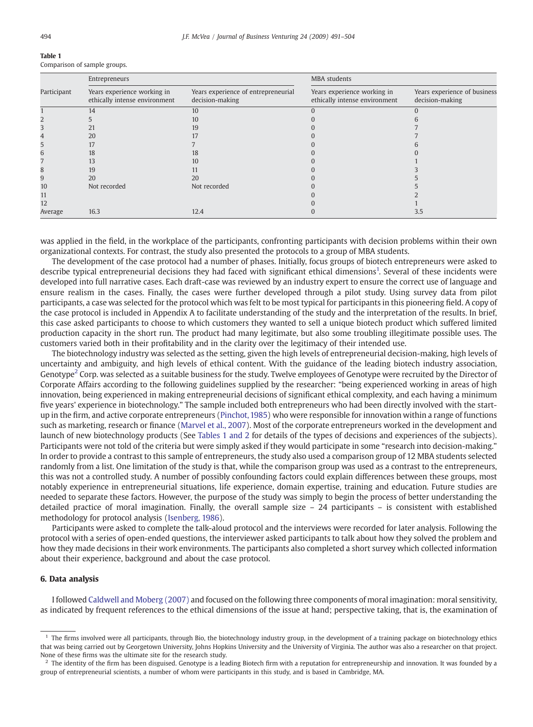**Table 1**
Comparison of sample groups.

| Participant | Entrepreneurs | | MBA students | |
|---|---|---|---|---|
| | Years experience working in ethically intense environment | Years experience of entrepreneurial decision-making | Years experience working in ethically intense environment | Years experience of business decision-making |
| 1 | 14 | 10 | 0 | 0 |
| 2 | 5 | 10 | 0 | 6 |
| 3 | 21 | 19 | 0 | 7 |
| 4 | 20 | 17 | 0 | 7 |
| 5 | 17 | 7 | 0 | 6 |
| 6 | 18 | 18 | 0 | 0 |
| 7 | 13 | 10 | 0 | 1 |
| 8 | 19 | 11 | 0 | 3 |
| 9 | 20 | 20 | 0 | 5 |
| 10 | Not recorded | Not recorded | 0 | 5 |
| 11 | | | 0 | 2 |
| 12 | | | 0 | 1 |
| Average | 16.3 | 12.4 | 0 | 3.5 |

was applied in the field, in the workplace of the participants, confronting participants with decision problems within their own organizational contexts. For contrast, the study also presented the protocols to a group of MBA students.

The development of the case protocol had a number of phases. Initially, focus groups of biotech entrepreneurs were asked to describe typical entrepreneurial decisions they had faced with significant ethical dimensions[1]. Several of these incidents were developed into full narrative cases. Each draft-case was reviewed by an industry expert to ensure the correct use of language and ensure realism in the cases. Finally, the cases were further developed through a pilot study. Using survey data from pilot participants, a case was selected for the protocol which was felt to be most typical for participants in this pioneering field. A copy of the case protocol is included in Appendix A to facilitate understanding of the study and the interpretation of the results. In brief, this case asked participants to choose to which customers they wanted to sell a unique biotech product which suffered limited production capacity in the short run. The product had many legitimate, but also some troubling illegitimate possible uses. The customers varied both in their profitability and in the clarity over the legitimacy of their intended use.

The biotechnology industry was selected as the setting, given the high levels of entrepreneurial decision-making, high levels of uncertainty and ambiguity, and high levels of ethical content. With the guidance of the leading biotech industry association, Genotype[2] Corp. was selected as a suitable business for the study. Twelve employees of Genotype were recruited by the Director of Corporate Affairs according to the following guidelines supplied by the researcher: "being experienced working in areas of high innovation, being experienced in making entrepreneurial decisions of significant ethical complexity, and each having a minimum five years' experience in biotechnology." The sample included both entrepreneurs who had been directly involved with the start-up in the firm, and active corporate entrepreneurs (Pinchot, 1985) who were responsible for innovation within a range of functions such as marketing, research or finance (Marvel et al., 2007). Most of the corporate entrepreneurs worked in the development and launch of new biotechnology products (See Tables 1 and 2 for details of the types of decisions and experiences of the subjects). Participants were not told of the criteria but were simply asked if they would participate in some "research into decision-making." In order to provide a contrast to this sample of entrepreneurs, the study also used a comparison group of 12 MBA students selected randomly from a list. One limitation of the study is that, while the comparison group was used as a contrast to the entrepreneurs, this was not a controlled study. A number of possibly confounding factors could explain differences between these groups, most notably experience in entrepreneurial situations, life experience, domain expertise, training and education. Future studies are needed to separate these factors. However, the purpose of the study was simply to begin the process of better understanding the detailed practice of moral imagination. Finally, the overall sample size – 24 participants – is consistent with established methodology for protocol analysis (Isenberg, 1986).

Participants were asked to complete the talk-aloud protocol and the interviews were recorded for later analysis. Following the protocol with a series of open-ended questions, the interviewer asked participants to talk about how they solved the problem and how they made decisions in their work environments. The participants also completed a short survey which collected information about their experience, background and about the case protocol.

## 6. Data analysis

I followed Caldwell and Moberg (2007) and focused on the following three components of moral imagination: moral sensitivity, as indicated by frequent references to the ethical dimensions of the issue at hand; perspective taking, that is, the examination of

[1] The firms involved were all participants, through Bio, the biotechnology industry group, in the development of a training package on biotechnology ethics that was being carried out by Georgetown University, Johns Hopkins University and the University of Virginia. The author was also a researcher on that project. None of these firms was the ultimate site for the research study.

[2] The identity of the firm has been disguised. Genotype is a leading Biotech firm with a reputation for entrepreneurship and innovation. It was founded by a group of entrepreneurial scientists, a number of whom were participants in this study, and is based in Cambridge, MA.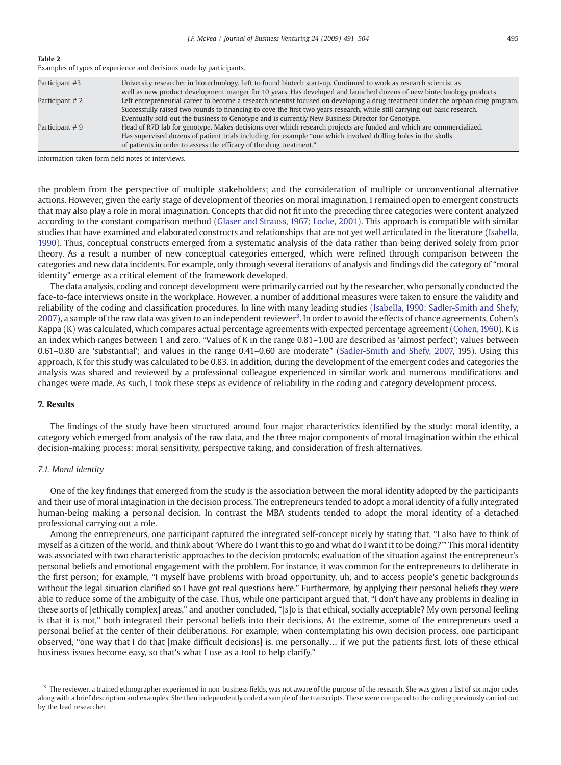**Table 2**
Examples of types of experience and decisions made by participants.

| | |
|---|---|
| Participant #3 | University researcher in biotechnology. Left to found biotech start-up. Continued to work as research scientist as well as new product development manger for 10 years. Has developed and launched dozens of new biotechnology products |
| Participant # 2 | Left entrepreneurial career to become a research scientist focused on developing a drug treatment under the orphan drug program. Successfully raised two rounds to financing to cove the first two years research, while still carrying out basic research. Eventually sold-out the business to Genotype and is currently New Business Director for Genotype. |
| Participant # 9 | Head of R7D lab for genotype. Makes decisions over which research projects are funded and which are commercialized. Has supervised dozens of patient trials including, for example "one which involved drilling holes in the skulls of patients in order to assess the efficacy of the drug treatment." |

Information taken form field notes of interviews.

the problem from the perspective of multiple stakeholders; and the consideration of multiple or unconventional alternative actions. However, given the early stage of development of theories on moral imagination, I remained open to emergent constructs that may also play a role in moral imagination. Concepts that did not fit into the preceding three categories were content analyzed according to the constant comparison method (Glaser and Strauss, 1967; Locke, 2001). This approach is compatible with similar studies that have examined and elaborated constructs and relationships that are not yet well articulated in the literature (Isabella, 1990). Thus, conceptual constructs emerged from a systematic analysis of the data rather than being derived solely from prior theory. As a result a number of new conceptual categories emerged, which were refined through comparison between the categories and new data incidents. For example, only through several iterations of analysis and findings did the category of "moral identity" emerge as a critical element of the framework developed.

The data analysis, coding and concept development were primarily carried out by the researcher, who personally conducted the face-to-face interviews onsite in the workplace. However, a number of additional measures were taken to ensure the validity and reliability of the coding and classification procedures. In line with many leading studies (Isabella, 1990; Sadler-Smith and Shefy, 2007), a sample of the raw data was given to an independent reviewer[3]. In order to avoid the effects of chance agreements, Cohen's Kappa (K) was calculated, which compares actual percentage agreements with expected percentage agreement (Cohen, 1960). K is an index which ranges between 1 and zero. "Values of K in the range 0.81–1.00 are described as 'almost perfect'; values between 0.61–0.80 are 'substantial'; and values in the range 0.41–0.60 are moderate" (Sadler-Smith and Shefy, 2007, 195). Using this approach, K for this study was calculated to be 0.83. In addition, during the development of the emergent codes and categories the analysis was shared and reviewed by a professional colleague experienced in similar work and numerous modifications and changes were made. As such, I took these steps as evidence of reliability in the coding and category development process.

## 7. Results

The findings of the study have been structured around four major characteristics identified by the study: moral identity, a category which emerged from analysis of the raw data, and the three major components of moral imagination within the ethical decision-making process: moral sensitivity, perspective taking, and consideration of fresh alternatives.

### 7.1. Moral identity

One of the key findings that emerged from the study is the association between the moral identity adopted by the participants and their use of moral imagination in the decision process. The entrepreneurs tended to adopt a moral identity of a fully integrated human-being making a personal decision. In contrast the MBA students tended to adopt the moral identity of a detached professional carrying out a role.

Among the entrepreneurs, one participant captured the integrated self-concept nicely by stating that, "I also have to think of myself as a citizen of the world, and think about 'Where do I want this to go and what do I want it to be doing?'" This moral identity was associated with two characteristic approaches to the decision protocols: evaluation of the situation against the entrepreneur's personal beliefs and emotional engagement with the problem. For instance, it was common for the entrepreneurs to deliberate in the first person; for example, "I myself have problems with broad opportunity, uh, and to access people's genetic backgrounds without the legal situation clarified so I have got real questions here." Furthermore, by applying their personal beliefs they were able to reduce some of the ambiguity of the case. Thus, while one participant argued that, "I don't have any problems in dealing in these sorts of [ethically complex] areas," and another concluded, "[s]o is that ethical, socially acceptable? My own personal feeling is that it is not," both integrated their personal beliefs into their decisions. At the extreme, some of the entrepreneurs used a personal belief at the center of their deliberations. For example, when contemplating his own decision process, one participant observed, "one way that I do that [make difficult decisions] is, me personally… if we put the patients first, lots of these ethical business issues become easy, so that's what I use as a tool to help clarify."

[3] The reviewer, a trained ethnographer experienced in non-business fields, was not aware of the purpose of the research. She was given a list of six major codes along with a brief description and examples. She then independently coded a sample of the transcripts. These were compared to the coding previously carried out by the lead researcher.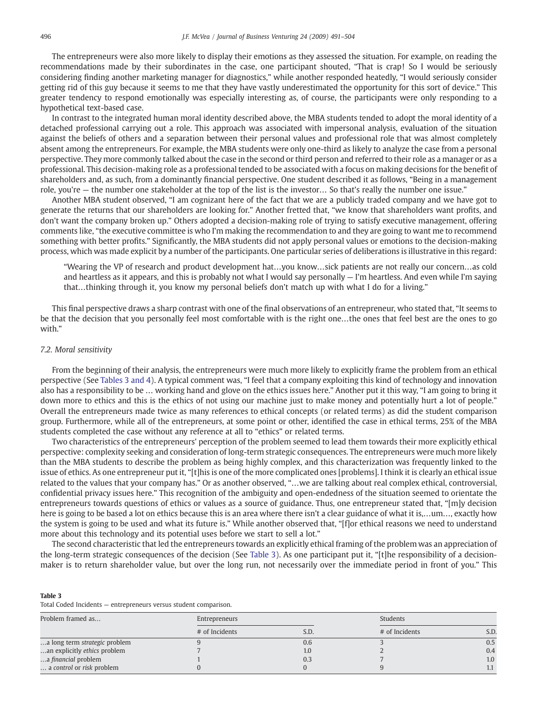The entrepreneurs were also more likely to display their emotions as they assessed the situation. For example, on reading the recommendations made by their subordinates in the case, one participant shouted, "That is crap! So I would be seriously considering finding another marketing manager for diagnostics," while another responded heatedly, "I would seriously consider getting rid of this guy because it seems to me that they have vastly underestimated the opportunity for this sort of device." This greater tendency to respond emotionally was especially interesting as, of course, the participants were only responding to a hypothetical text-based case.

In contrast to the integrated human moral identity described above, the MBA students tended to adopt the moral identity of a detached professional carrying out a role. This approach was associated with impersonal analysis, evaluation of the situation against the beliefs of others and a separation between their personal values and professional role that was almost completely absent among the entrepreneurs. For example, the MBA students were only one-third as likely to analyze the case from a personal perspective. They more commonly talked about the case in the second or third person and referred to their role as a manager or as a professional. This decision-making role as a professional tended to be associated with a focus on making decisions for the benefit of shareholders and, as such, from a dominantly financial perspective. One student described it as follows, "Being in a management role, you're — the number one stakeholder at the top of the list is the investor… So that's really the number one issue."

Another MBA student observed, "I am cognizant here of the fact that we are a publicly traded company and we have got to generate the returns that our shareholders are looking for." Another fretted that, "we know that shareholders want profits, and don't want the company broken up." Others adopted a decision-making role of trying to satisfy executive management, offering comments like, "the executive committee is who I'm making the recommendation to and they are going to want me to recommend something with better profits." Significantly, the MBA students did not apply personal values or emotions to the decision-making process, which was made explicit by a number of the participants. One particular series of deliberations is illustrative in this regard:

> "Wearing the VP of research and product development hat…you know…sick patients are not really our concern…as cold and heartless as it appears, and this is probably not what I would say personally — I'm heartless. And even while I'm saying that…thinking through it, you know my personal beliefs don't match up with what I do for a living."

This final perspective draws a sharp contrast with one of the final observations of an entrepreneur, who stated that, "It seems to be that the decision that you personally feel most comfortable with is the right one…the ones that feel best are the ones to go with."

### *7.2. Moral sensitivity*

From the beginning of their analysis, the entrepreneurs were much more likely to explicitly frame the problem from an ethical perspective (See Tables 3 and 4). A typical comment was, "I feel that a company exploiting this kind of technology and innovation also has a responsibility to be … working hand and glove on the ethics issues here." Another put it this way, "I am going to bring it down more to ethics and this is the ethics of not using our machine just to make money and potentially hurt a lot of people." Overall the entrepreneurs made twice as many references to ethical concepts (or related terms) as did the student comparison group. Furthermore, while all of the entrepreneurs, at some point or other, identified the case in ethical terms, 25% of the MBA students completed the case without any reference at all to "ethics" or related terms.

Two characteristics of the entrepreneurs' perception of the problem seemed to lead them towards their more explicitly ethical perspective: complexity seeking and consideration of long-term strategic consequences. The entrepreneurs were much more likely than the MBA students to describe the problem as being highly complex, and this characterization was frequently linked to the issue of ethics. As one entrepreneur put it, "[t]his is one of the more complicated ones [problems]. I think it is clearly an ethical issue related to the values that your company has." Or as another observed, "…we are talking about real complex ethical, controversial, confidential privacy issues here." This recognition of the ambiguity and open-endedness of the situation seemed to orientate the entrepreneurs towards questions of ethics or values as a source of guidance. Thus, one entrepreneur stated that, "[m]y decision here is going to be based a lot on ethics because this is an area where there isn't a clear guidance of what it is,…um…, exactly how the system is going to be used and what its future is." While another observed that, "[f]or ethical reasons we need to understand more about this technology and its potential uses before we start to sell a lot."

The second characteristic that led the entrepreneurs towards an explicitly ethical framing of the problem was an appreciation of the long-term strategic consequences of the decision (See Table 3). As one participant put it, "[t]he responsibility of a decision-maker is to return shareholder value, but over the long run, not necessarily over the immediate period in front of you." This

**Table 3**
Total Coded Incidents — entrepreneurs versus student comparison.

| Problem framed as… | Entrepreneurs | | Students | |
|---|---|---|---|---|
| | # of Incidents | S.D. | # of Incidents | S.D. |
| …a long term *strategic* problem | 9 | 0.6 | 3 | 0.5 |
| …an explicitly *ethics* problem | 7 | 1.0 | 2 | 0.4 |
| …a *financial* problem | 1 | 0.3 | 7 | 1.0 |
| … a *control* or *risk* problem | 0 | 0 | 9 | 1.1 |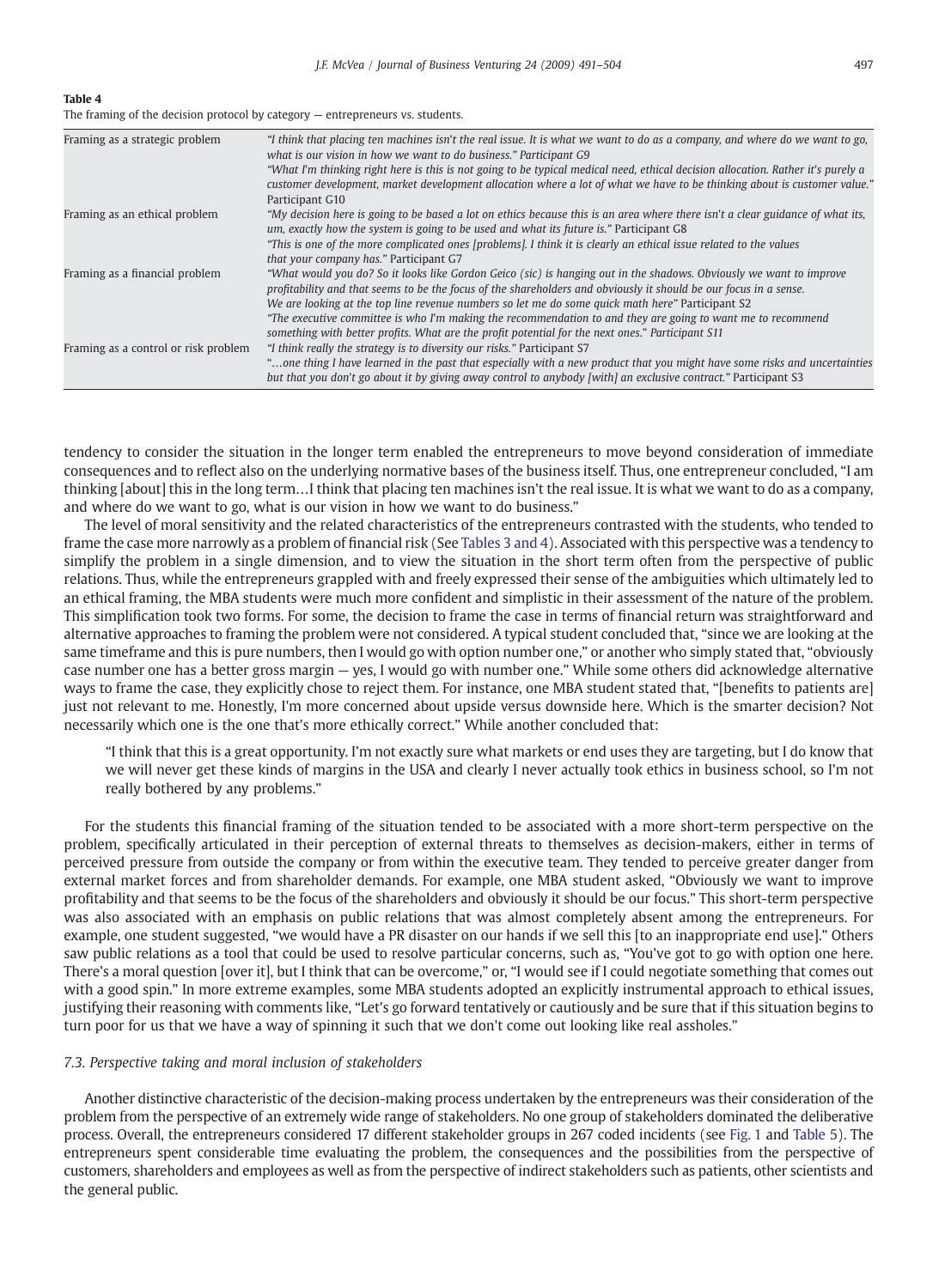**Table 4**
The framing of the decision protocol by category — entrepreneurs vs. students.

| | |
|---|---|
| Framing as a strategic problem | *"I think that placing ten machines isn't the real issue. It is what we want to do as a company, and where do we want to go, what is our vision in how we want to do business."* Participant G9<br>*"What I'm thinking right here is this is not going to be typical medical need, ethical decision allocation. Rather it's purely a customer development, market development allocation where a lot of what we have to be thinking about is customer value."* Participant G10 |
| Framing as an ethical problem | *"My decision here is going to be based a lot on ethics because this is an area where there isn't a clear guidance of what its, um, exactly how the system is going to be used and what its future is."* Participant G8<br>*"This is one of the more complicated ones [problems]. I think it is clearly an ethical issue related to the values that your company has."* Participant G7 |
| Framing as a financial problem | *"What would you do? So it looks like Gordon Geico (sic) is hanging out in the shadows. Obviously we want to improve profitability and that seems to be the focus of the shareholders and obviously it should be our focus in a sense. We are looking at the top line revenue numbers so let me do some quick math here"* Participant S2<br>*"The executive committee is who I'm making the recommendation to and they are going to want me to recommend something with better profits. What are the profit potential for the next ones."* Participant S11 |
| Framing as a control or risk problem | *"I think really the strategy is to diversity our risks."* Participant S7<br>*"…one thing I have learned in the past that especially with a new product that you might have some risks and uncertainties but that you don't go about it by giving away control to anybody [with] an exclusive contract."* Participant S3 |

tendency to consider the situation in the longer term enabled the entrepreneurs to move beyond consideration of immediate consequences and to reflect also on the underlying normative bases of the business itself. Thus, one entrepreneur concluded, "I am thinking [about] this in the long term…I think that placing ten machines isn't the real issue. It is what we want to do as a company, and where do we want to go, what is our vision in how we want to do business."

The level of moral sensitivity and the related characteristics of the entrepreneurs contrasted with the students, who tended to frame the case more narrowly as a problem of financial risk (See Tables 3 and 4). Associated with this perspective was a tendency to simplify the problem in a single dimension, and to view the situation in the short term often from the perspective of public relations. Thus, while the entrepreneurs grappled with and freely expressed their sense of the ambiguities which ultimately led to an ethical framing, the MBA students were much more confident and simplistic in their assessment of the nature of the problem. This simplification took two forms. For some, the decision to frame the case in terms of financial return was straightforward and alternative approaches to framing the problem were not considered. A typical student concluded that, "since we are looking at the same timeframe and this is pure numbers, then I would go with option number one," or another who simply stated that, "obviously case number one has a better gross margin — yes, I would go with number one." While some others did acknowledge alternative ways to frame the case, they explicitly chose to reject them. For instance, one MBA student stated that, "[benefits to patients are] just not relevant to me. Honestly, I'm more concerned about upside versus downside here. Which is the smarter decision? Not necessarily which one is the one that's more ethically correct." While another concluded that:

> "I think that this is a great opportunity. I'm not exactly sure what markets or end uses they are targeting, but I do know that we will never get these kinds of margins in the USA and clearly I never actually took ethics in business school, so I'm not really bothered by any problems."

For the students this financial framing of the situation tended to be associated with a more short-term perspective on the problem, specifically articulated in their perception of external threats to themselves as decision-makers, either in terms of perceived pressure from outside the company or from within the executive team. They tended to perceive greater danger from external market forces and from shareholder demands. For example, one MBA student asked, "Obviously we want to improve profitability and that seems to be the focus of the shareholders and obviously it should be our focus." This short-term perspective was also associated with an emphasis on public relations that was almost completely absent among the entrepreneurs. For example, one student suggested, "we would have a PR disaster on our hands if we sell this [to an inappropriate end use]." Others saw public relations as a tool that could be used to resolve particular concerns, such as, "You've got to go with option one here. There's a moral question [over it], but I think that can be overcome," or, "I would see if I could negotiate something that comes out with a good spin." In more extreme examples, some MBA students adopted an explicitly instrumental approach to ethical issues, justifying their reasoning with comments like, "Let's go forward tentatively or cautiously and be sure that if this situation begins to turn poor for us that we have a way of spinning it such that we don't come out looking like real assholes."

### *7.3. Perspective taking and moral inclusion of stakeholders*

Another distinctive characteristic of the decision-making process undertaken by the entrepreneurs was their consideration of the problem from the perspective of an extremely wide range of stakeholders. No one group of stakeholders dominated the deliberative process. Overall, the entrepreneurs considered 17 different stakeholder groups in 267 coded incidents (see Fig. 1 and Table 5). The entrepreneurs spent considerable time evaluating the problem, the consequences and the possibilities from the perspective of customers, shareholders and employees as well as from the perspective of indirect stakeholders such as patients, other scientists and the general public.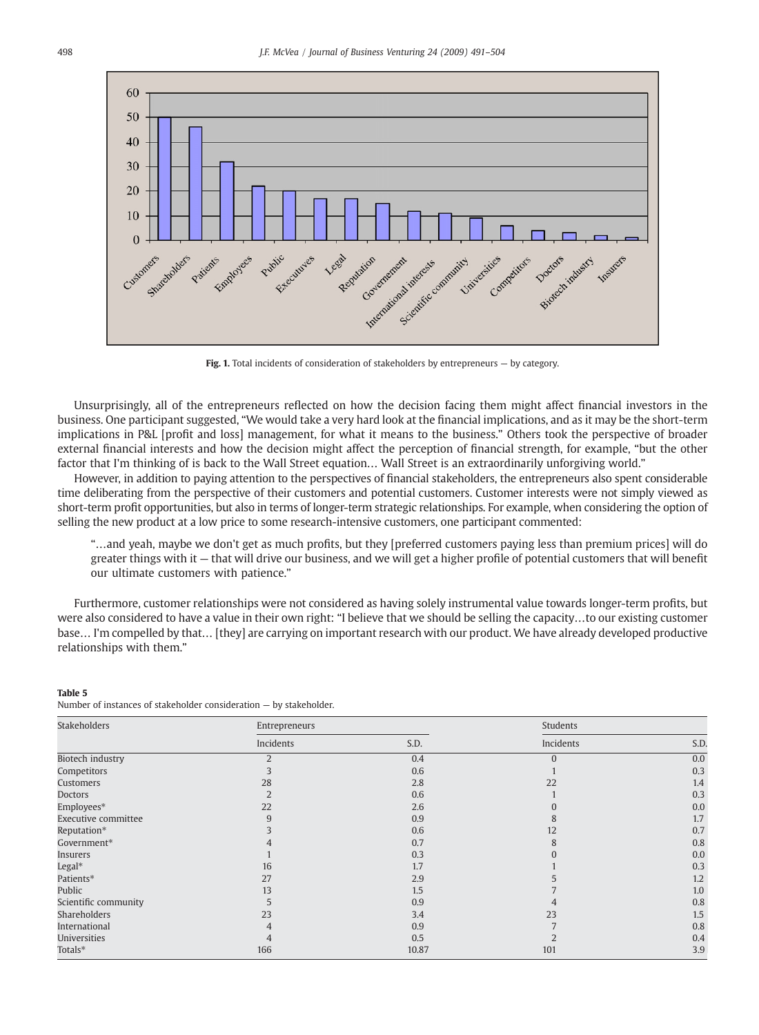Fig. 1. Total incidents of consideration of stakeholders by entrepreneurs — by category.

Unsurprisingly, all of the entrepreneurs reflected on how the decision facing them might affect financial investors in the business. One participant suggested, "We would take a very hard look at the financial implications, and as it may be the short-term implications in P&L [profit and loss] management, for what it means to the business." Others took the perspective of broader external financial interests and how the decision might affect the perception of financial strength, for example, "but the other factor that I'm thinking of is back to the Wall Street equation… Wall Street is an extraordinarily unforgiving world."

However, in addition to paying attention to the perspectives of financial stakeholders, the entrepreneurs also spent considerable time deliberating from the perspective of their customers and potential customers. Customer interests were not simply viewed as short-term profit opportunities, but also in terms of longer-term strategic relationships. For example, when considering the option of selling the new product at a low price to some research-intensive customers, one participant commented:

> "…and yeah, maybe we don't get as much profits, but they [preferred customers paying less than premium prices] will do greater things with it — that will drive our business, and we will get a higher profile of potential customers that will benefit our ultimate customers with patience."

Furthermore, customer relationships were not considered as having solely instrumental value towards longer-term profits, but were also considered to have a value in their own right: "I believe that we should be selling the capacity…to our existing customer base… I'm compelled by that… [they] are carrying on important research with our product. We have already developed productive relationships with them."

**Table 5**
Number of instances of stakeholder consideration — by stakeholder.

| Stakeholders | Entrepreneurs | | Students | |
|---|---|---|---|---|
| | Incidents | S.D. | Incidents | S.D. |
| Biotech industry | 2 | 0.4 | 0 | 0.0 |
| Competitors | 3 | 0.6 | 1 | 0.3 |
| Customers | 28 | 2.8 | 22 | 1.4 |
| Doctors | 2 | 0.6 | 1 | 0.3 |
| Employees* | 22 | 2.6 | 0 | 0.0 |
| Executive committee | 9 | 0.9 | 8 | 1.7 |
| Reputation* | 3 | 0.6 | 12 | 0.7 |
| Government* | 4 | 0.7 | 8 | 0.8 |
| Insurers | 1 | 0.3 | 0 | 0.0 |
| Legal* | 16 | 1.7 | 1 | 0.3 |
| Patients* | 27 | 2.9 | 5 | 1.2 |
| Public | 13 | 1.5 | 7 | 1.0 |
| Scientific community | 5 | 0.9 | 4 | 0.8 |
| Shareholders | 23 | 3.4 | 23 | 1.5 |
| International | 4 | 0.9 | 7 | 0.8 |
| Universities | 4 | 0.5 | 2 | 0.4 |
| Totals* | 166 | 10.87 | 101 | 3.9 |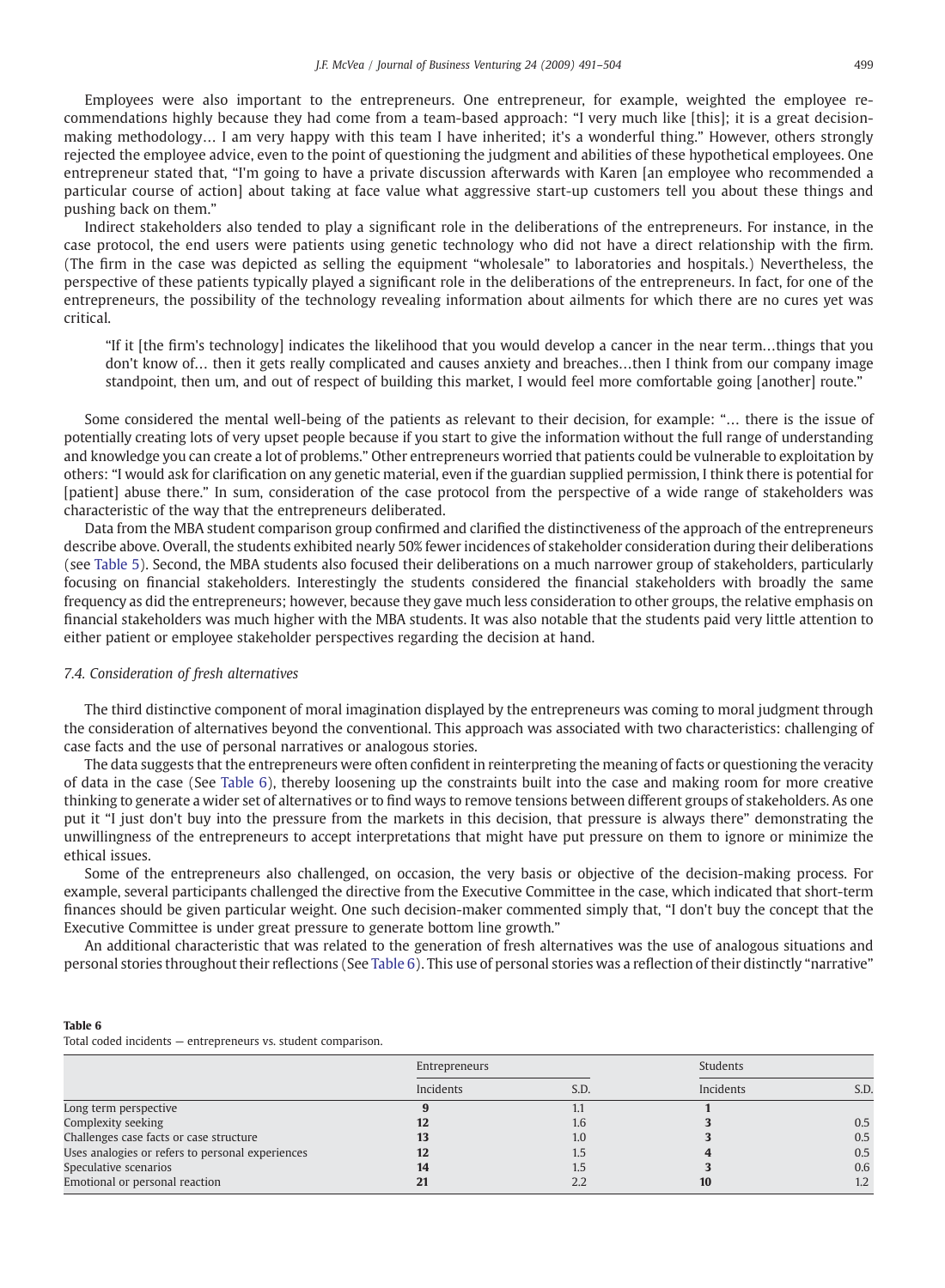Employees were also important to the entrepreneurs. One entrepreneur, for example, weighted the employee recommendations highly because they had come from a team-based approach: "I very much like [this]; it is a great decision-making methodology… I am very happy with this team I have inherited; it's a wonderful thing." However, others strongly rejected the employee advice, even to the point of questioning the judgment and abilities of these hypothetical employees. One entrepreneur stated that, "I'm going to have a private discussion afterwards with Karen [an employee who recommended a particular course of action] about taking at face value what aggressive start-up customers tell you about these things and pushing back on them."

Indirect stakeholders also tended to play a significant role in the deliberations of the entrepreneurs. For instance, in the case protocol, the end users were patients using genetic technology who did not have a direct relationship with the firm. (The firm in the case was depicted as selling the equipment "wholesale" to laboratories and hospitals.) Nevertheless, the perspective of these patients typically played a significant role in the deliberations of the entrepreneurs. In fact, for one of the entrepreneurs, the possibility of the technology revealing information about ailments for which there are no cures yet was critical.

> "If it [the firm's technology] indicates the likelihood that you would develop a cancer in the near term…things that you don't know of… then it gets really complicated and causes anxiety and breaches…then I think from our company image standpoint, then um, and out of respect of building this market, I would feel more comfortable going [another] route."

Some considered the mental well-being of the patients as relevant to their decision, for example: "… there is the issue of potentially creating lots of very upset people because if you start to give the information without the full range of understanding and knowledge you can create a lot of problems." Other entrepreneurs worried that patients could be vulnerable to exploitation by others: "I would ask for clarification on any genetic material, even if the guardian supplied permission, I think there is potential for [patient] abuse there." In sum, consideration of the case protocol from the perspective of a wide range of stakeholders was characteristic of the way that the entrepreneurs deliberated.

Data from the MBA student comparison group confirmed and clarified the distinctiveness of the approach of the entrepreneurs describe above. Overall, the students exhibited nearly 50% fewer incidences of stakeholder consideration during their deliberations (see Table 5). Second, the MBA students also focused their deliberations on a much narrower group of stakeholders, particularly focusing on financial stakeholders. Interestingly the students considered the financial stakeholders with broadly the same frequency as did the entrepreneurs; however, because they gave much less consideration to other groups, the relative emphasis on financial stakeholders was much higher with the MBA students. It was also notable that the students paid very little attention to either patient or employee stakeholder perspectives regarding the decision at hand.

### *7.4. Consideration of fresh alternatives*

The third distinctive component of moral imagination displayed by the entrepreneurs was coming to moral judgment through the consideration of alternatives beyond the conventional. This approach was associated with two characteristics: challenging of case facts and the use of personal narratives or analogous stories.

The data suggests that the entrepreneurs were often confident in reinterpreting the meaning of facts or questioning the veracity of data in the case (See Table 6), thereby loosening up the constraints built into the case and making room for more creative thinking to generate a wider set of alternatives or to find ways to remove tensions between different groups of stakeholders. As one put it "I just don't buy into the pressure from the markets in this decision, that pressure is always there" demonstrating the unwillingness of the entrepreneurs to accept interpretations that might have put pressure on them to ignore or minimize the ethical issues.

Some of the entrepreneurs also challenged, on occasion, the very basis or objective of the decision-making process. For example, several participants challenged the directive from the Executive Committee in the case, which indicated that short-term finances should be given particular weight. One such decision-maker commented simply that, "I don't buy the concept that the Executive Committee is under great pressure to generate bottom line growth."

An additional characteristic that was related to the generation of fresh alternatives was the use of analogous situations and personal stories throughout their reflections (See Table 6). This use of personal stories was a reflection of their distinctly "narrative"

**Table 6**
Total coded incidents — entrepreneurs vs. student comparison.

| | Entrepreneurs | | Students | |
|---|---|---|---|---|
| | Incidents | S.D. | Incidents | S.D. |
| Long term perspective | **9** | 1.1 | **1** | |
| Complexity seeking | **12** | 1.6 | **3** | 0.5 |
| Challenges case facts or case structure | **13** | 1.0 | **3** | 0.5 |
| Uses analogies or refers to personal experiences | **12** | 1.5 | **4** | 0.5 |
| Speculative scenarios | **14** | 1.5 | **3** | 0.6 |
| Emotional or personal reaction | **21** | 2.2 | **10** | 1.2 |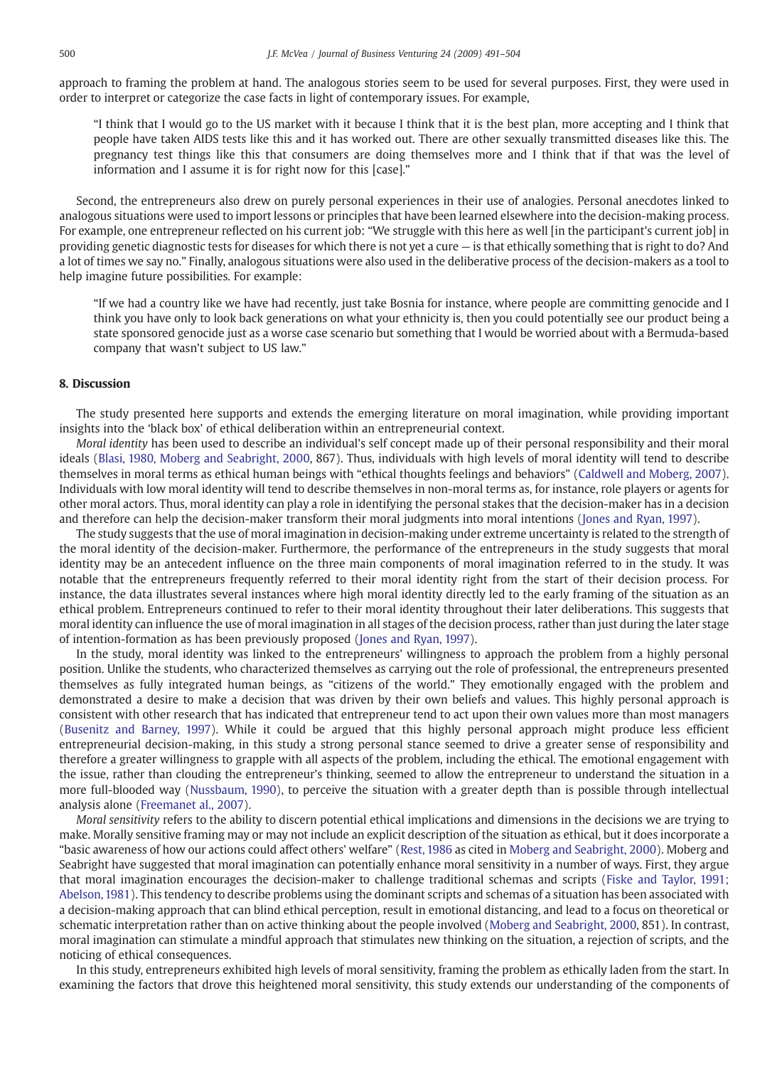approach to framing the problem at hand. The analogous stories seem to be used for several purposes. First, they were used in order to interpret or categorize the case facts in light of contemporary issues. For example,

> "I think that I would go to the US market with it because I think that it is the best plan, more accepting and I think that people have taken AIDS tests like this and it has worked out. There are other sexually transmitted diseases like this. The pregnancy test things like this that consumers are doing themselves more and I think that if that was the level of information and I assume it is for right now for this [case]."

Second, the entrepreneurs also drew on purely personal experiences in their use of analogies. Personal anecdotes linked to analogous situations were used to import lessons or principles that have been learned elsewhere into the decision-making process. For example, one entrepreneur reflected on his current job: "We struggle with this here as well [in the participant's current job] in providing genetic diagnostic tests for diseases for which there is not yet a cure — is that ethically something that is right to do? And a lot of times we say no." Finally, analogous situations were also used in the deliberative process of the decision-makers as a tool to help imagine future possibilities. For example:

> "If we had a country like we have had recently, just take Bosnia for instance, where people are committing genocide and I think you have only to look back generations on what your ethnicity is, then you could potentially see our product being a state sponsored genocide just as a worse case scenario but something that I would be worried about with a Bermuda-based company that wasn't subject to US law."

## 8. Discussion

The study presented here supports and extends the emerging literature on moral imagination, while providing important insights into the 'black box' of ethical deliberation within an entrepreneurial context.

*Moral identity* has been used to describe an individual's self concept made up of their personal responsibility and their moral ideals (Blasi, 1980, Moberg and Seabright, 2000, 867). Thus, individuals with high levels of moral identity will tend to describe themselves in moral terms as ethical human beings with "ethical thoughts feelings and behaviors" (Caldwell and Moberg, 2007). Individuals with low moral identity will tend to describe themselves in non-moral terms as, for instance, role players or agents for other moral actors. Thus, moral identity can play a role in identifying the personal stakes that the decision-maker has in a decision and therefore can help the decision-maker transform their moral judgments into moral intentions (Jones and Ryan, 1997).

The study suggests that the use of moral imagination in decision-making under extreme uncertainty is related to the strength of the moral identity of the decision-maker. Furthermore, the performance of the entrepreneurs in the study suggests that moral identity may be an antecedent influence on the three main components of moral imagination referred to in the study. It was notable that the entrepreneurs frequently referred to their moral identity right from the start of their decision process. For instance, the data illustrates several instances where high moral identity directly led to the early framing of the situation as an ethical problem. Entrepreneurs continued to refer to their moral identity throughout their later deliberations. This suggests that moral identity can influence the use of moral imagination in all stages of the decision process, rather than just during the later stage of intention-formation as has been previously proposed (Jones and Ryan, 1997).

In the study, moral identity was linked to the entrepreneurs' willingness to approach the problem from a highly personal position. Unlike the students, who characterized themselves as carrying out the role of professional, the entrepreneurs presented themselves as fully integrated human beings, as "citizens of the world." They emotionally engaged with the problem and demonstrated a desire to make a decision that was driven by their own beliefs and values. This highly personal approach is consistent with other research that has indicated that entrepreneur tend to act upon their own values more than most managers (Busenitz and Barney, 1997). While it could be argued that this highly personal approach might produce less efficient entrepreneurial decision-making, in this study a strong personal stance seemed to drive a greater sense of responsibility and therefore a greater willingness to grapple with all aspects of the problem, including the ethical. The emotional engagement with the issue, rather than clouding the entrepreneur's thinking, seemed to allow the entrepreneur to understand the situation in a more full-blooded way (Nussbaum, 1990), to perceive the situation with a greater depth than is possible through intellectual analysis alone (Freemanet al., 2007).

*Moral sensitivity* refers to the ability to discern potential ethical implications and dimensions in the decisions we are trying to make. Morally sensitive framing may or may not include an explicit description of the situation as ethical, but it does incorporate a "basic awareness of how our actions could affect others' welfare" (Rest, 1986 as cited in Moberg and Seabright, 2000). Moberg and Seabright have suggested that moral imagination can potentially enhance moral sensitivity in a number of ways. First, they argue that moral imagination encourages the decision-maker to challenge traditional schemas and scripts (Fiske and Taylor, 1991; Abelson, 1981). This tendency to describe problems using the dominant scripts and schemas of a situation has been associated with a decision-making approach that can blind ethical perception, result in emotional distancing, and lead to a focus on theoretical or schematic interpretation rather than on active thinking about the people involved (Moberg and Seabright, 2000, 851). In contrast, moral imagination can stimulate a mindful approach that stimulates new thinking on the situation, a rejection of scripts, and the noticing of ethical consequences.

In this study, entrepreneurs exhibited high levels of moral sensitivity, framing the problem as ethically laden from the start. In examining the factors that drove this heightened moral sensitivity, this study extends our understanding of the components of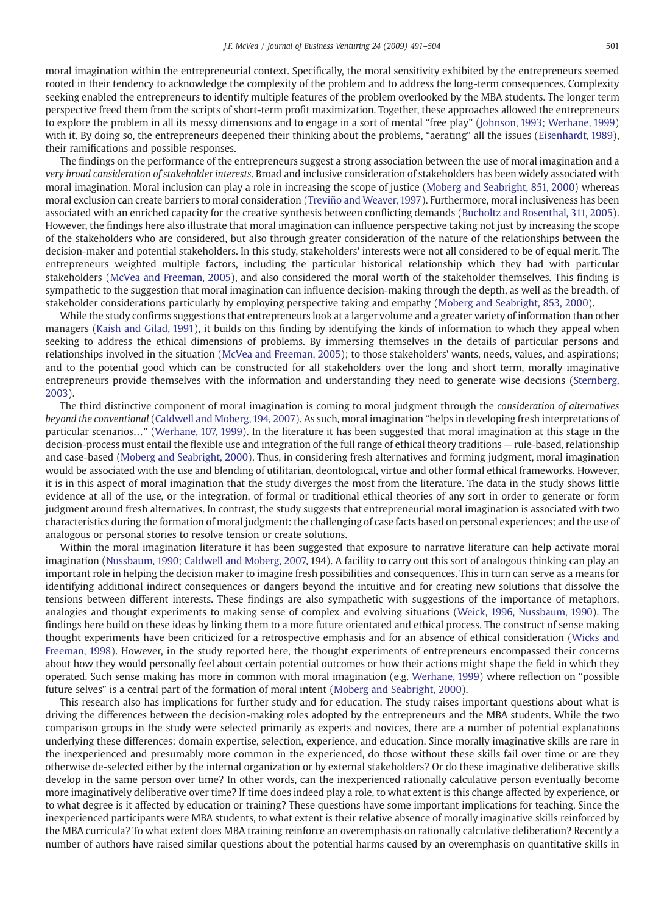moral imagination within the entrepreneurial context. Specifically, the moral sensitivity exhibited by the entrepreneurs seemed rooted in their tendency to acknowledge the complexity of the problem and to address the long-term consequences. Complexity seeking enabled the entrepreneurs to identify multiple features of the problem overlooked by the MBA students. The longer term perspective freed them from the scripts of short-term profit maximization. Together, these approaches allowed the entrepreneurs to explore the problem in all its messy dimensions and to engage in a sort of mental "free play" (Johnson, 1993; Werhane, 1999) with it. By doing so, the entrepreneurs deepened their thinking about the problems, "aerating" all the issues (Eisenhardt, 1989), their ramifications and possible responses.

The findings on the performance of the entrepreneurs suggest a strong association between the use of moral imagination and a *very broad consideration of stakeholder interests*. Broad and inclusive consideration of stakeholders has been widely associated with moral imagination. Moral inclusion can play a role in increasing the scope of justice (Moberg and Seabright, 851, 2000) whereas moral exclusion can create barriers to moral consideration (Treviño and Weaver, 1997). Furthermore, moral inclusiveness has been associated with an enriched capacity for the creative synthesis between conflicting demands (Bucholtz and Rosenthal, 311, 2005). However, the findings here also illustrate that moral imagination can influence perspective taking not just by increasing the scope of the stakeholders who are considered, but also through greater consideration of the nature of the relationships between the decision-maker and potential stakeholders. In this study, stakeholders' interests were not all considered to be of equal merit. The entrepreneurs weighted multiple factors, including the particular historical relationship which they had with particular stakeholders (McVea and Freeman, 2005), and also considered the moral worth of the stakeholder themselves. This finding is sympathetic to the suggestion that moral imagination can influence decision-making through the depth, as well as the breadth, of stakeholder considerations particularly by employing perspective taking and empathy (Moberg and Seabright, 853, 2000).

While the study confirms suggestions that entrepreneurs look at a larger volume and a greater variety of information than other managers (Kaish and Gilad, 1991), it builds on this finding by identifying the kinds of information to which they appeal when seeking to address the ethical dimensions of problems. By immersing themselves in the details of particular persons and relationships involved in the situation (McVea and Freeman, 2005); to those stakeholders' wants, needs, values, and aspirations; and to the potential good which can be constructed for all stakeholders over the long and short term, morally imaginative entrepreneurs provide themselves with the information and understanding they need to generate wise decisions (Sternberg, 2003).

The third distinctive component of moral imagination is coming to moral judgment through the *consideration of alternatives beyond the conventional* (Caldwell and Moberg, 194, 2007). As such, moral imagination "helps in developing fresh interpretations of particular scenarios…" (Werhane, 107, 1999). In the literature it has been suggested that moral imagination at this stage in the decision-process must entail the flexible use and integration of the full range of ethical theory traditions — rule-based, relationship and case-based (Moberg and Seabright, 2000). Thus, in considering fresh alternatives and forming judgment, moral imagination would be associated with the use and blending of utilitarian, deontological, virtue and other formal ethical frameworks. However, it is in this aspect of moral imagination that the study diverges the most from the literature. The data in the study shows little evidence at all of the use, or the integration, of formal or traditional ethical theories of any sort in order to generate or form judgment around fresh alternatives. In contrast, the study suggests that entrepreneurial moral imagination is associated with two characteristics during the formation of moral judgment: the challenging of case facts based on personal experiences; and the use of analogous or personal stories to resolve tension or create solutions.

Within the moral imagination literature it has been suggested that exposure to narrative literature can help activate moral imagination (Nussbaum, 1990; Caldwell and Moberg, 2007, 194). A facility to carry out this sort of analogous thinking can play an important role in helping the decision maker to imagine fresh possibilities and consequences. This in turn can serve as a means for identifying additional indirect consequences or dangers beyond the intuitive and for creating new solutions that dissolve the tensions between different interests. These findings are also sympathetic with suggestions of the importance of metaphors, analogies and thought experiments to making sense of complex and evolving situations (Weick, 1996, Nussbaum, 1990). The findings here build on these ideas by linking them to a more future orientated and ethical process. The construct of sense making thought experiments have been criticized for a retrospective emphasis and for an absence of ethical consideration (Wicks and Freeman, 1998). However, in the study reported here, the thought experiments of entrepreneurs encompassed their concerns about how they would personally feel about certain potential outcomes or how their actions might shape the field in which they operated. Such sense making has more in common with moral imagination (e.g. Werhane, 1999) where reflection on "possible future selves" is a central part of the formation of moral intent (Moberg and Seabright, 2000).

This research also has implications for further study and for education. The study raises important questions about what is driving the differences between the decision-making roles adopted by the entrepreneurs and the MBA students. While the two comparison groups in the study were selected primarily as experts and novices, there are a number of potential explanations underlying these differences: domain expertise, selection, experience, and education. Since morally imaginative skills are rare in the inexperienced and presumably more common in the experienced, do those without these skills fail over time or are they otherwise de-selected either by the internal organization or by external stakeholders? Or do these imaginative deliberative skills develop in the same person over time? In other words, can the inexperienced rationally calculative person eventually become more imaginatively deliberative over time? If time does indeed play a role, to what extent is this change affected by experience, or to what degree is it affected by education or training? These questions have some important implications for teaching. Since the inexperienced participants were MBA students, to what extent is their relative absence of morally imaginative skills reinforced by the MBA curricula? To what extent does MBA training reinforce an overemphasis on rationally calculative deliberation? Recently a number of authors have raised similar questions about the potential harms caused by an overemphasis on quantitative skills in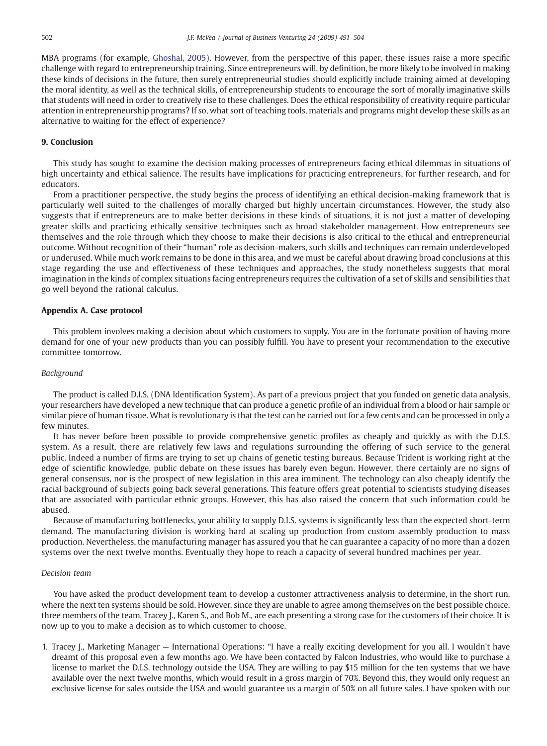MBA programs (for example, Ghoshal, 2005). However, from the perspective of this paper, these issues raise a more specific challenge with regard to entrepreneurship training. Since entrepreneurs will, by definition, be more likely to be involved in making these kinds of decisions in the future, then surely entrepreneurial studies should explicitly include training aimed at developing the moral identity, as well as the technical skills, of entrepreneurship students to encourage the sort of morally imaginative skills that students will need in order to creatively rise to these challenges. Does the ethical responsibility of creativity require particular attention in entrepreneurship programs? If so, what sort of teaching tools, materials and programs might develop these skills as an alternative to waiting for the effect of experience?

## 9. Conclusion

This study has sought to examine the decision making processes of entrepreneurs facing ethical dilemmas in situations of high uncertainty and ethical salience. The results have implications for practicing entrepreneurs, for further research, and for educators.

From a practitioner perspective, the study begins the process of identifying an ethical decision-making framework that is particularly well suited to the challenges of morally charged but highly uncertain circumstances. However, the study also suggests that if entrepreneurs are to make better decisions in these kinds of situations, it is not just a matter of developing greater skills and practicing ethically sensitive techniques such as broad stakeholder management. How entrepreneurs see themselves and the role through which they choose to make their decisions is also critical to the ethical and entrepreneurial outcome. Without recognition of their "human" role as decision-makers, such skills and techniques can remain underdeveloped or underused. While much work remains to be done in this area, and we must be careful about drawing broad conclusions at this stage regarding the use and effectiveness of these techniques and approaches, the study nonetheless suggests that moral imagination in the kinds of complex situations facing entrepreneurs requires the cultivation of a set of skills and sensibilities that go well beyond the rational calculus.

## Appendix A. Case protocol

This problem involves making a decision about which customers to supply. You are in the fortunate position of having more demand for one of your new products than you can possibly fulfill. You have to present your recommendation to the executive committee tomorrow.

### *Background*

The product is called D.I.S. (DNA Identification System). As part of a previous project that you funded on genetic data analysis, your researchers have developed a new technique that can produce a genetic profile of an individual from a blood or hair sample or similar piece of human tissue. What is revolutionary is that the test can be carried out for a few cents and can be processed in only a few minutes.

It has never before been possible to provide comprehensive genetic profiles as cheaply and quickly as with the D.I.S. system. As a result, there are relatively few laws and regulations surrounding the offering of such service to the general public. Indeed a number of firms are trying to set up chains of genetic testing bureaus. Because Trident is working right at the edge of scientific knowledge, public debate on these issues has barely even begun. However, there certainly are no signs of general consensus, nor is the prospect of new legislation in this area imminent. The technology can also cheaply identify the racial background of subjects going back several generations. This feature offers great potential to scientists studying diseases that are associated with particular ethnic groups. However, this has also raised the concern that such information could be abused.

Because of manufacturing bottlenecks, your ability to supply D.I.S. systems is significantly less than the expected short-term demand. The manufacturing division is working hard at scaling up production from custom assembly production to mass production. Nevertheless, the manufacturing manager has assured you that he can guarantee a capacity of no more than a dozen systems over the next twelve months. Eventually they hope to reach a capacity of several hundred machines per year.

### *Decision team*

You have asked the product development team to develop a customer attractiveness analysis to determine, in the short run, where the next ten systems should be sold. However, since they are unable to agree among themselves on the best possible choice, three members of the team, Tracey J., Karen S., and Bob M., are each presenting a strong case for the customers of their choice. It is now up to you to make a decision as to which customer to choose.

1. Tracey J., Marketing Manager — International Operations: "I have a really exciting development for you all. I wouldn't have dreamt of this proposal even a few months ago. We have been contacted by Falcon Industries, who would like to purchase a license to market the D.I.S. technology outside the USA. They are willing to pay $15 million for the ten systems that we have available over the next twelve months, which would result in a gross margin of 70%. Beyond this, they would only request an exclusive license for sales outside the USA and would guarantee us a margin of 50% on all future sales. I have spoken with our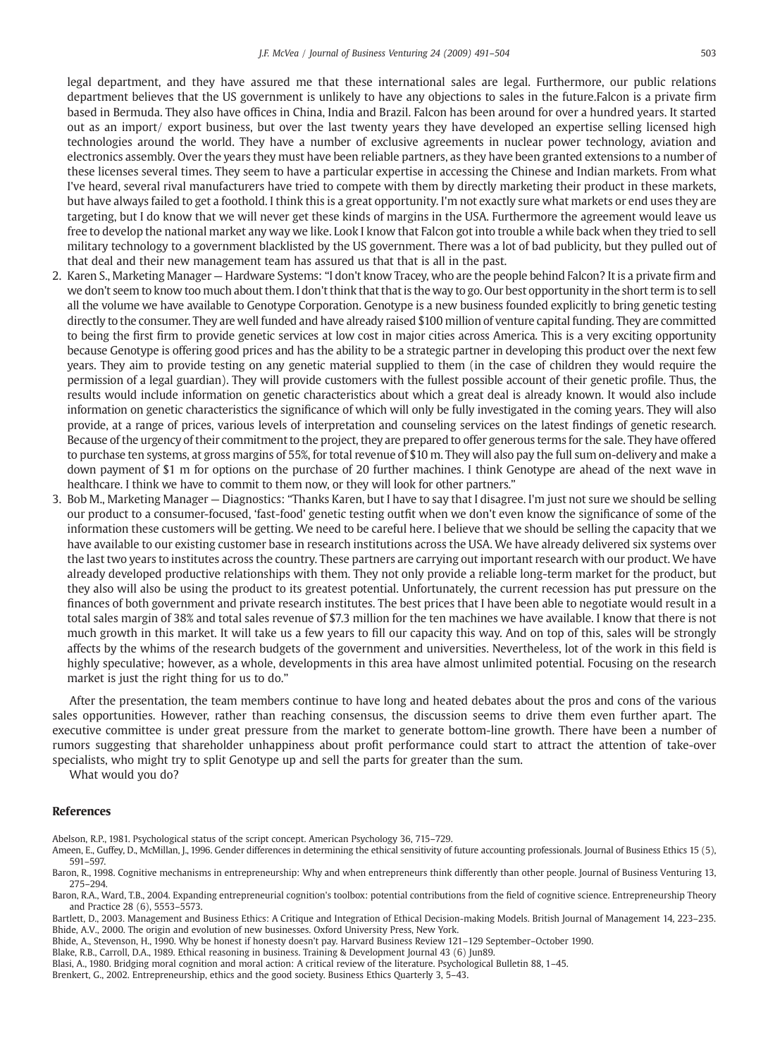legal department, and they have assured me that these international sales are legal. Furthermore, our public relations department believes that the US government is unlikely to have any objections to sales in the future.Falcon is a private firm based in Bermuda. They also have offices in China, India and Brazil. Falcon has been around for over a hundred years. It started out as an import/ export business, but over the last twenty years they have developed an expertise selling licensed high technologies around the world. They have a number of exclusive agreements in nuclear power technology, aviation and electronics assembly. Over the years they must have been reliable partners, as they have been granted extensions to a number of these licenses several times. They seem to have a particular expertise in accessing the Chinese and Indian markets. From what I've heard, several rival manufacturers have tried to compete with them by directly marketing their product in these markets, but have always failed to get a foothold. I think this is a great opportunity. I'm not exactly sure what markets or end uses they are targeting, but I do know that we will never get these kinds of margins in the USA. Furthermore the agreement would leave us free to develop the national market any way we like. Look I know that Falcon got into trouble a while back when they tried to sell military technology to a government blacklisted by the US government. There was a lot of bad publicity, but they pulled out of that deal and their new management team has assured us that that is all in the past.

2. Karen S., Marketing Manager — Hardware Systems: "I don't know Tracey, who are the people behind Falcon? It is a private firm and we don't seem to know too much about them. I don't think that that is the way to go. Our best opportunity in the short term is to sell all the volume we have available to Genotype Corporation. Genotype is a new business founded explicitly to bring genetic testing directly to the consumer. They are well funded and have already raised $100 million of venture capital funding. They are committed to being the first firm to provide genetic services at low cost in major cities across America. This is a very exciting opportunity because Genotype is offering good prices and has the ability to be a strategic partner in developing this product over the next few years. They aim to provide testing on any genetic material supplied to them (in the case of children they would require the permission of a legal guardian). They will provide customers with the fullest possible account of their genetic profile. Thus, the results would include information on genetic characteristics about which a great deal is already known. It would also include information on genetic characteristics the significance of which will only be fully investigated in the coming years. They will also provide, at a range of prices, various levels of interpretation and counseling services on the latest findings of genetic research. Because of the urgency of their commitment to the project, they are prepared to offer generous terms for the sale. They have offered to purchase ten systems, at gross margins of 55%, for total revenue of $10 m. They will also pay the full sum on-delivery and make a down payment of $1 m for options on the purchase of 20 further machines. I think Genotype are ahead of the next wave in healthcare. I think we have to commit to them now, or they will look for other partners."
3. Bob M., Marketing Manager — Diagnostics: "Thanks Karen, but I have to say that I disagree. I'm just not sure we should be selling our product to a consumer-focused, 'fast-food' genetic testing outfit when we don't even know the significance of some of the information these customers will be getting. We need to be careful here. I believe that we should be selling the capacity that we have available to our existing customer base in research institutions across the USA. We have already delivered six systems over the last two years to institutes across the country. These partners are carrying out important research with our product. We have already developed productive relationships with them. They not only provide a reliable long-term market for the product, but they also will also be using the product to its greatest potential. Unfortunately, the current recession has put pressure on the finances of both government and private research institutes. The best prices that I have been able to negotiate would result in a total sales margin of 38% and total sales revenue of $7.3 million for the ten machines we have available. I know that there is not much growth in this market. It will take us a few years to fill our capacity this way. And on top of this, sales will be strongly affects by the whims of the research budgets of the government and universities. Nevertheless, lot of the work in this field is highly speculative; however, as a whole, developments in this area have almost unlimited potential. Focusing on the research market is just the right thing for us to do."

After the presentation, the team members continue to have long and heated debates about the pros and cons of the various sales opportunities. However, rather than reaching consensus, the discussion seems to drive them even further apart. The executive committee is under great pressure from the market to generate bottom-line growth. There have been a number of rumors suggesting that shareholder unhappiness about profit performance could start to attract the attention of take-over specialists, who might try to split Genotype up and sell the parts for greater than the sum.

What would you do?

## References

Abelson, R.P., 1981. Psychological status of the script concept. American Psychology 36, 715–729.

Ameen, E., Guffey, D., McMillan, J., 1996. Gender differences in determining the ethical sensitivity of future accounting professionals. Journal of Business Ethics 15 (5), 591–597.

Baron, R., 1998. Cognitive mechanisms in entrepreneurship: Why and when entrepreneurs think differently than other people. Journal of Business Venturing 13, 275–294.

Baron, R.A., Ward, T.B., 2004. Expanding entrepreneurial cognition's toolbox: potential contributions from the field of cognitive science. Entrepreneurship Theory and Practice 28 (6), 5553–5573.

Bartlett, D., 2003. Management and Business Ethics: A Critique and Integration of Ethical Decision-making Models. British Journal of Management 14, 223–235.

Bhide, A.V., 2000. The origin and evolution of new businesses. Oxford University Press, New York.

Bhide, A., Stevenson, H., 1990. Why be honest if honesty doesn't pay. Harvard Business Review 121–129 September–October 1990.

Blake, R.B., Carroll, D.A., 1989. Ethical reasoning in business. Training & Development Journal 43 (6) Jun89.

Blasi, A., 1980. Bridging moral cognition and moral action: A critical review of the literature. Psychological Bulletin 88, 1–45.

Brenkert, G., 2002. Entrepreneurship, ethics and the good society. Business Ethics Quarterly 3, 5–43.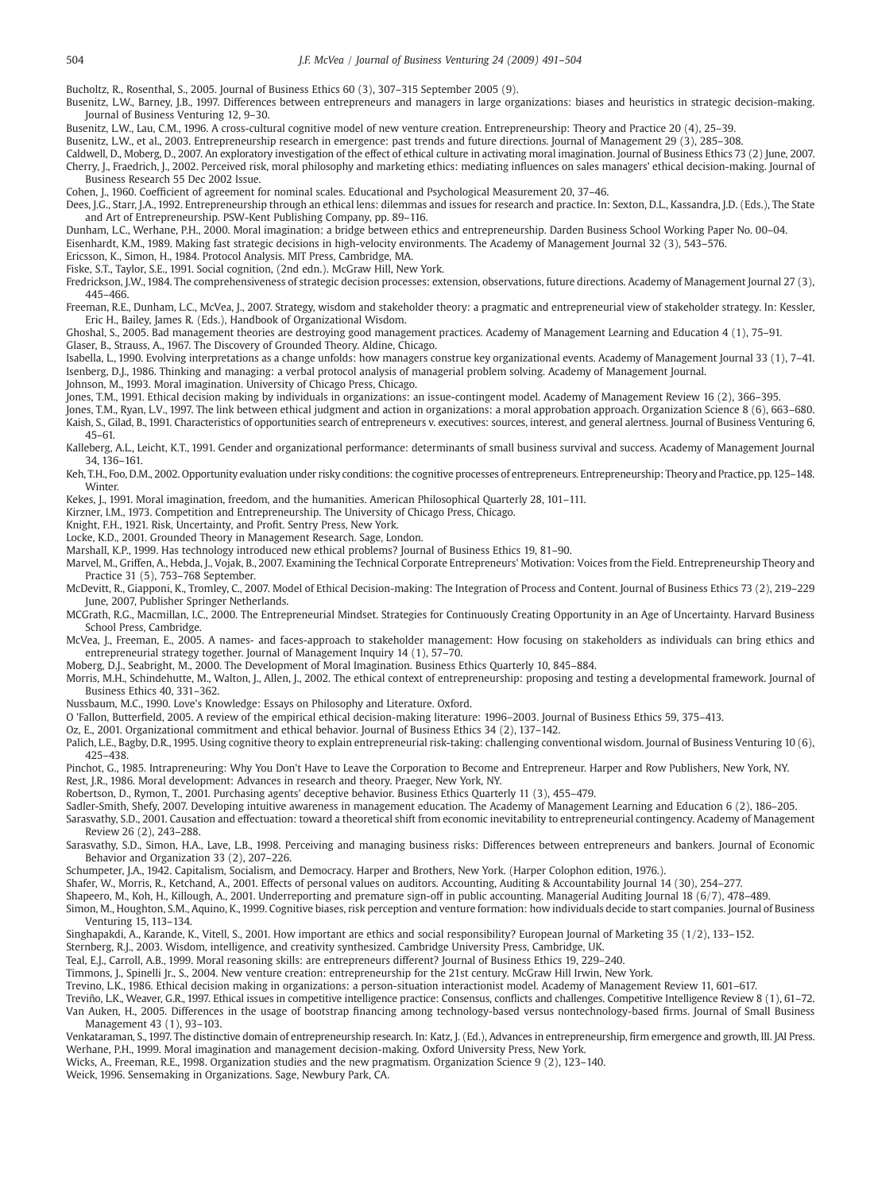Bucholtz, R., Rosenthal, S., 2005. Journal of Business Ethics 60 (3), 307–315 September 2005 (9).

Busenitz, L.W., Barney, J.B., 1997. Differences between entrepreneurs and managers in large organizations: biases and heuristics in strategic decision-making. Journal of Business Venturing 12, 9–30.

Busenitz, L.W., Lau, C.M., 1996. A cross-cultural cognitive model of new venture creation. Entrepreneurship: Theory and Practice 20 (4), 25–39.

Busenitz, L.W., et al., 2003. Entrepreneurship research in emergence: past trends and future directions. Journal of Management 29 (3), 285–308.

Caldwell, D., Moberg, D., 2007. An exploratory investigation of the effect of ethical culture in activating moral imagination. Journal of Business Ethics 73 (2) June, 2007.

Cherry, J., Fraedrich, J., 2002. Perceived risk, moral philosophy and marketing ethics: mediating influences on sales managers' ethical decision-making. Journal of Business Research 55 Dec 2002 Issue.

Cohen, J., 1960. Coefficient of agreement for nominal scales. Educational and Psychological Measurement 20, 37–46.

Dees, J.G., Starr, J.A., 1992. Entrepreneurship through an ethical lens: dilemmas and issues for research and practice. In: Sexton, D.L., Kassandra, J.D. (Eds.), The State and Art of Entrepreneurship. PSW-Kent Publishing Company, pp. 89–116.

Dunham, L.C., Werhane, P.H., 2000. Moral imagination: a bridge between ethics and entrepreneurship. Darden Business School Working Paper No. 00–04.

Eisenhardt, K.M., 1989. Making fast strategic decisions in high-velocity environments. The Academy of Management Journal 32 (3), 543–576.

Ericsson, K., Simon, H., 1984. Protocol Analysis. MIT Press, Cambridge, MA.

Fiske, S.T., Taylor, S.E., 1991. Social cognition, (2nd edn.). McGraw Hill, New York.

Fredrickson, J.W., 1984. The comprehensiveness of strategic decision processes: extension, observations, future directions. Academy of Management Journal 27 (3), 445–466.

Freeman, R.E., Dunham, L.C., McVea, J., 2007. Strategy, wisdom and stakeholder theory: a pragmatic and entrepreneurial view of stakeholder strategy. In: Kessler, Eric H., Bailey, James R. (Eds.), Handbook of Organizational Wisdom.

Ghoshal, S., 2005. Bad management theories are destroying good management practices. Academy of Management Learning and Education 4 (1), 75–91.

Glaser, B., Strauss, A., 1967. The Discovery of Grounded Theory. Aldine, Chicago.

Isabella, L., 1990. Evolving interpretations as a change unfolds: how managers construe key organizational events. Academy of Management Journal 33 (1), 7–41.

Isenberg, D.J., 1986. Thinking and managing: a verbal protocol analysis of managerial problem solving. Academy of Management Journal.

Johnson, M., 1993. Moral imagination. University of Chicago Press, Chicago.

Jones, T.M., 1991. Ethical decision making by individuals in organizations: an issue-contingent model. Academy of Management Review 16 (2), 366–395.

Jones, T.M., Ryan, L.V., 1997. The link between ethical judgment and action in organizations: a moral approbation approach. Organization Science 8 (6), 663–680.

Kaish, S., Gilad, B., 1991. Characteristics of opportunities search of entrepreneurs v. executives: sources, interest, and general alertness. Journal of Business Venturing 6, 45–61.

Kalleberg, A.L., Leicht, K.T., 1991. Gender and organizational performance: determinants of small business survival and success. Academy of Management Journal 34, 136–161.

Keh, T.H., Foo, D.M., 2002. Opportunity evaluation under risky conditions: the cognitive processes of entrepreneurs. Entrepreneurship: Theory and Practice, pp. 125–148. Winter.

Kekes, J., 1991. Moral imagination, freedom, and the humanities. American Philosophical Quarterly 28, 101–111.

Kirzner, I.M., 1973. Competition and Entrepreneurship. The University of Chicago Press, Chicago.

Knight, F.H., 1921. Risk, Uncertainty, and Profit. Sentry Press, New York.

Locke, K.D., 2001. Grounded Theory in Management Research. Sage, London.

Marshall, K.P., 1999. Has technology introduced new ethical problems? Journal of Business Ethics 19, 81–90.

Marvel, M., Griffen, A., Hebda, J., Vojak, B., 2007. Examining the Technical Corporate Entrepreneurs' Motivation: Voices from the Field. Entrepreneurship Theory and Practice 31 (5), 753–768 September.

McDevitt, R., Giapponi, K., Tromley, C., 2007. Model of Ethical Decision-making: The Integration of Process and Content. Journal of Business Ethics 73 (2), 219–229 June, 2007, Publisher Springer Netherlands.

MCGrath, R.G., Macmillan, I.C., 2000. The Entrepreneurial Mindset. Strategies for Continuously Creating Opportunity in an Age of Uncertainty. Harvard Business School Press, Cambridge.

McVea, J., Freeman, E., 2005. A names- and faces-approach to stakeholder management: How focusing on stakeholders as individuals can bring ethics and entrepreneurial strategy together. Journal of Management Inquiry 14 (1), 57–70.

Moberg, D.J., Seabright, M., 2000. The Development of Moral Imagination. Business Ethics Quarterly 10, 845–884.

Morris, M.H., Schindehutte, M., Walton, J., Allen, J., 2002. The ethical context of entrepreneurship: proposing and testing a developmental framework. Journal of Business Ethics 40, 331–362.

Nussbaum, M.C., 1990. Love's Knowledge: Essays on Philosophy and Literature. Oxford.

O 'Fallon, Butterfield, 2005. A review of the empirical ethical decision-making literature: 1996–2003. Journal of Business Ethics 59, 375–413.

Oz, E., 2001. Organizational commitment and ethical behavior. Journal of Business Ethics 34 (2), 137–142.

Palich, L.E., Bagby, D.R., 1995. Using cognitive theory to explain entrepreneurial risk-taking: challenging conventional wisdom. Journal of Business Venturing 10 (6), 425–438.

Pinchot, G., 1985. Intrapreneuring: Why You Don't Have to Leave the Corporation to Become and Entrepreneur. Harper and Row Publishers, New York, NY.

Rest, J.R., 1986. Moral development: Advances in research and theory. Praeger, New York, NY.

Robertson, D., Rymon, T., 2001. Purchasing agents' deceptive behavior. Business Ethics Quarterly 11 (3), 455–479.

Sadler-Smith, Shefy, 2007. Developing intuitive awareness in management education. The Academy of Management Learning and Education 6 (2), 186–205.

Sarasvathy, S.D., 2001. Causation and effectuation: toward a theoretical shift from economic inevitability to entrepreneurial contingency. Academy of Management Review 26 (2), 243–288.

Sarasvathy, S.D., Simon, H.A., Lave, L.B., 1998. Perceiving and managing business risks: Differences between entrepreneurs and bankers. Journal of Economic Behavior and Organization 33 (2), 207–226.

Schumpeter, J.A., 1942. Capitalism, Socialism, and Democracy. Harper and Brothers, New York. (Harper Colophon edition, 1976.).

Shafer, W., Morris, R., Ketchand, A., 2001. Effects of personal values on auditors. Accounting, Auditing & Accountability Journal 14 (30), 254–277.

Shapeero, M., Koh, H., Killough, A., 2001. Underreporting and premature sign-off in public accounting. Managerial Auditing Journal 18 (6/7), 478–489.

Simon, M., Houghton, S.M., Aquino, K., 1999. Cognitive biases, risk perception and venture formation: how individuals decide to start companies. Journal of Business Venturing 15, 113–134.

Singhapakdi, A., Karande, K., Vitell, S., 2001. How important are ethics and social responsibility? European Journal of Marketing 35 (1/2), 133–152.

Sternberg, R.J., 2003. Wisdom, intelligence, and creativity synthesized. Cambridge University Press, Cambridge, UK.

Teal, E.J., Carroll, A.B., 1999. Moral reasoning skills: are entrepreneurs different? Journal of Business Ethics 19, 229–240.

Timmons, J., Spinelli Jr., S., 2004. New venture creation: entrepreneurship for the 21st century. McGraw Hill Irwin, New York.

Trevino, L.K., 1986. Ethical decision making in organizations: a person-situation interactionist model. Academy of Management Review 11, 601–617.

Treviño, L.K., Weaver, G.R., 1997. Ethical issues in competitive intelligence practice: Consensus, conflicts and challenges. Competitive Intelligence Review 8 (1), 61–72.

Van Auken, H., 2005. Differences in the usage of bootstrap financing among technology-based versus nontechnology-based firms. Journal of Small Business Management 43 (1), 93–103.

Venkataraman, S., 1997. The distinctive domain of entrepreneurship research. In: Katz, J. (Ed.), Advances in entrepreneurship, firm emergence and growth, III. JAI Press.

Werhane, P.H., 1999. Moral imagination and management decision-making. Oxford University Press, New York.

Wicks, A., Freeman, R.E., 1998. Organization studies and the new pragmatism. Organization Science 9 (2), 123–140.

Weick, 1996. Sensemaking in Organizations. Sage, Newbury Park, CA.